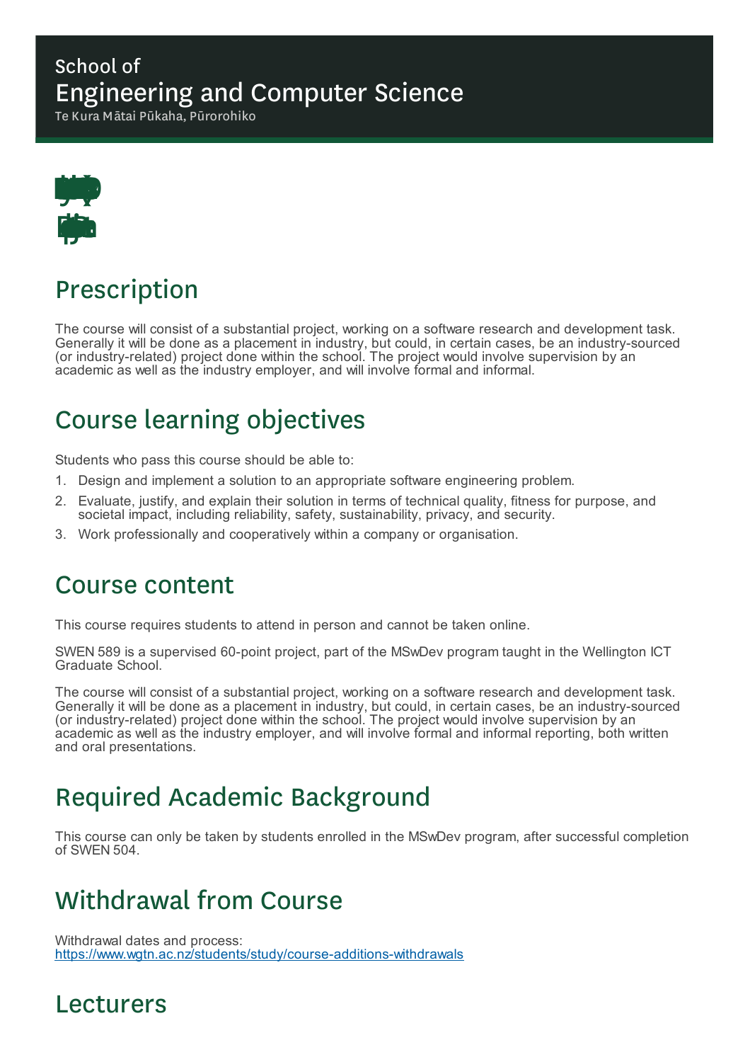School of

# Engineering and Computer Science

Te Kura Mātai Pūkaha, Pūrorohiko

## Prescription

The course will consist of a substantial project, working on a software research and development task. Generally it will be done as a placement in industry, but could, in certain cases, be an industry-sourced (or industry-related) project done within the school. The project would involve supervision by an academic as well as the industry employer, and will involve formal and informal.

## Course learning objectives

Students who pass this course should be able to:

1. Design and implement a solution to an appropriate software engineering problem.
2. Evaluate, justify, and explain their solution in terms of technical quality, fitness for purpose, and societal impact, including reliability, safety, sustainability, privacy, and security.
3. Work professionally and cooperatively within a company or organisation.

## Course content

This course requires students to attend in person and cannot be taken online.

SWEN 589 is a supervised 60-point project, part of the MSwDev program taught in the Wellington ICT Graduate School.

The course will consist of a substantial project, working on a software research and development task. Generally it will be done as a placement in industry, but could, in certain cases, be an industry-sourced (or industry-related) project done within the school. The project would involve supervision by an academic as well as the industry employer, and will involve formal and informal reporting, both written and oral presentations.

## Required Academic Background

This course can only be taken by students enrolled in the MSwDev program, after successful completion of SWEN 504.

## Withdrawal from Course

Withdrawal dates and process:
https://www.wgtn.ac.nz/students/study/course-additions-withdrawals

## Lecturers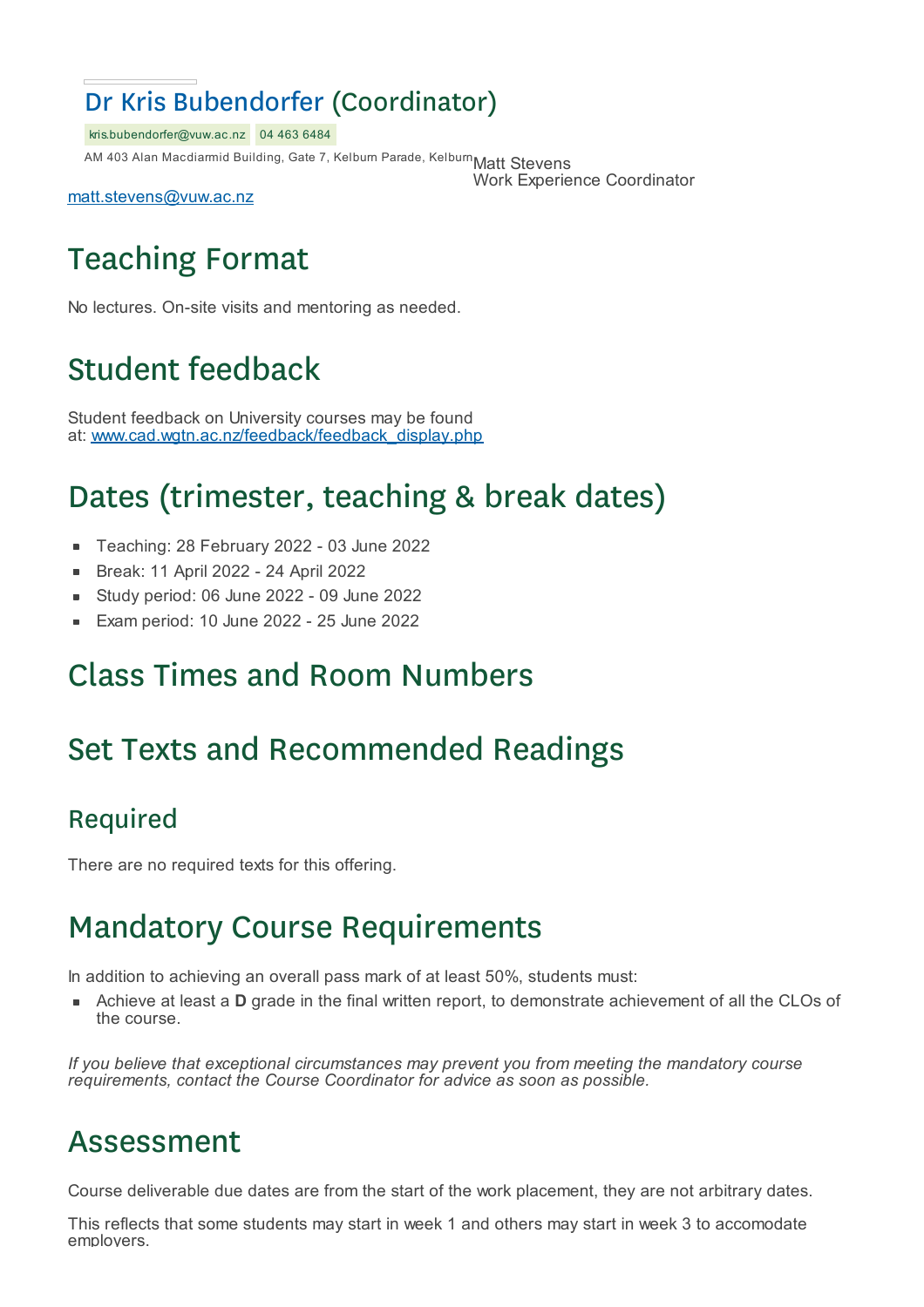## Dr Kris Bubendorfer (Coordinator)

kris.bubendorfer@vuw.ac.nz 04 463 6484

AM 403 Alan Macdiarmid Building, Gate 7, Kelburn Parade, Kelburn

Matt Stevens
Work Experience Coordinator

matt.stevens@vuw.ac.nz

# Teaching Format

No lectures. On-site visits and mentoring as needed.

# Student feedback

Student feedback on University courses may be found at: www.cad.wgtn.ac.nz/feedback/feedback_display.php

# Dates (trimester, teaching & break dates)

- Teaching: 28 February 2022 - 03 June 2022
- Break: 11 April 2022 - 24 April 2022
- Study period: 06 June 2022 - 09 June 2022
- Exam period: 10 June 2022 - 25 June 2022

# Class Times and Room Numbers

# Set Texts and Recommended Readings

## Required

There are no required texts for this offering.

# Mandatory Course Requirements

In addition to achieving an overall pass mark of at least 50%, students must:

- Achieve at least a **D** grade in the final written report, to demonstrate achievement of all the CLOs of the course.

*If you believe that exceptional circumstances may prevent you from meeting the mandatory course requirements, contact the Course Coordinator for advice as soon as possible.*

# Assessment

Course deliverable due dates are from the start of the work placement, they are not arbitrary dates.

This reflects that some students may start in week 1 and others may start in week 3 to accomodate employers.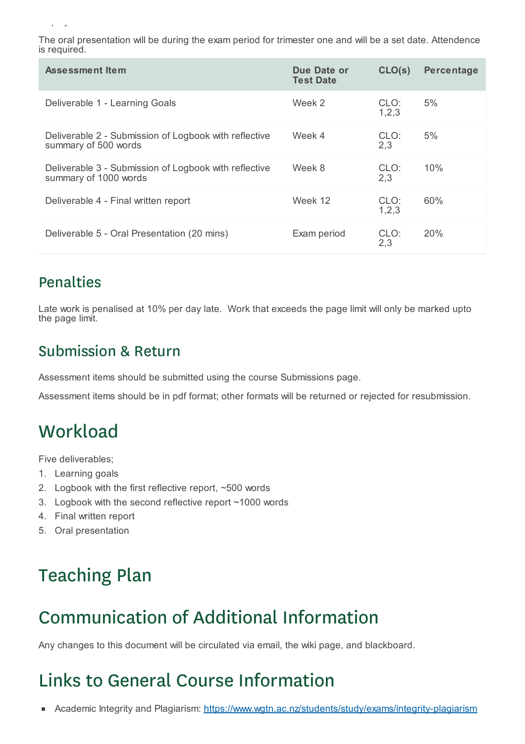The oral presentation will be during the exam period for trimester one and will be a set date. Attendence is required.

| Assessment Item | Due Date or Test Date | CLO(s) | Percentage |
| --- | --- | --- | --- |
| Deliverable 1 - Learning Goals | Week 2 | CLO: 1,2,3 | 5% |
| Deliverable 2 - Submission of Logbook with reflective summary of 500 words | Week 4 | CLO: 2,3 | 5% |
| Deliverable 3 - Submission of Logbook with reflective summary of 1000 words | Week 8 | CLO: 2,3 | 10% |
| Deliverable 4 - Final written report | Week 12 | CLO: 1,2,3 | 60% |
| Deliverable 5 - Oral Presentation (20 mins) | Exam period | CLO: 2,3 | 20% |

## Penalties

Late work is penalised at 10% per day late. Work that exceeds the page limit will only be marked upto the page limit.

## Submission & Return

Assessment items should be submitted using the course Submissions page.

Assessment items should be in pdf format; other formats will be returned or rejected for resubmission.

# Workload

Five deliverables;

1. Learning goals
2. Logbook with the first reflective report, ~500 words
3. Logbook with the second reflective report ~1000 words
4. Final written report
5. Oral presentation

# Teaching Plan

# Communication of Additional Information

Any changes to this document will be circulated via email, the wiki page, and blackboard.

# Links to General Course Information

- Academic Integrity and Plagiarism: https://www.wgtn.ac.nz/students/study/exams/integrity-plagiarism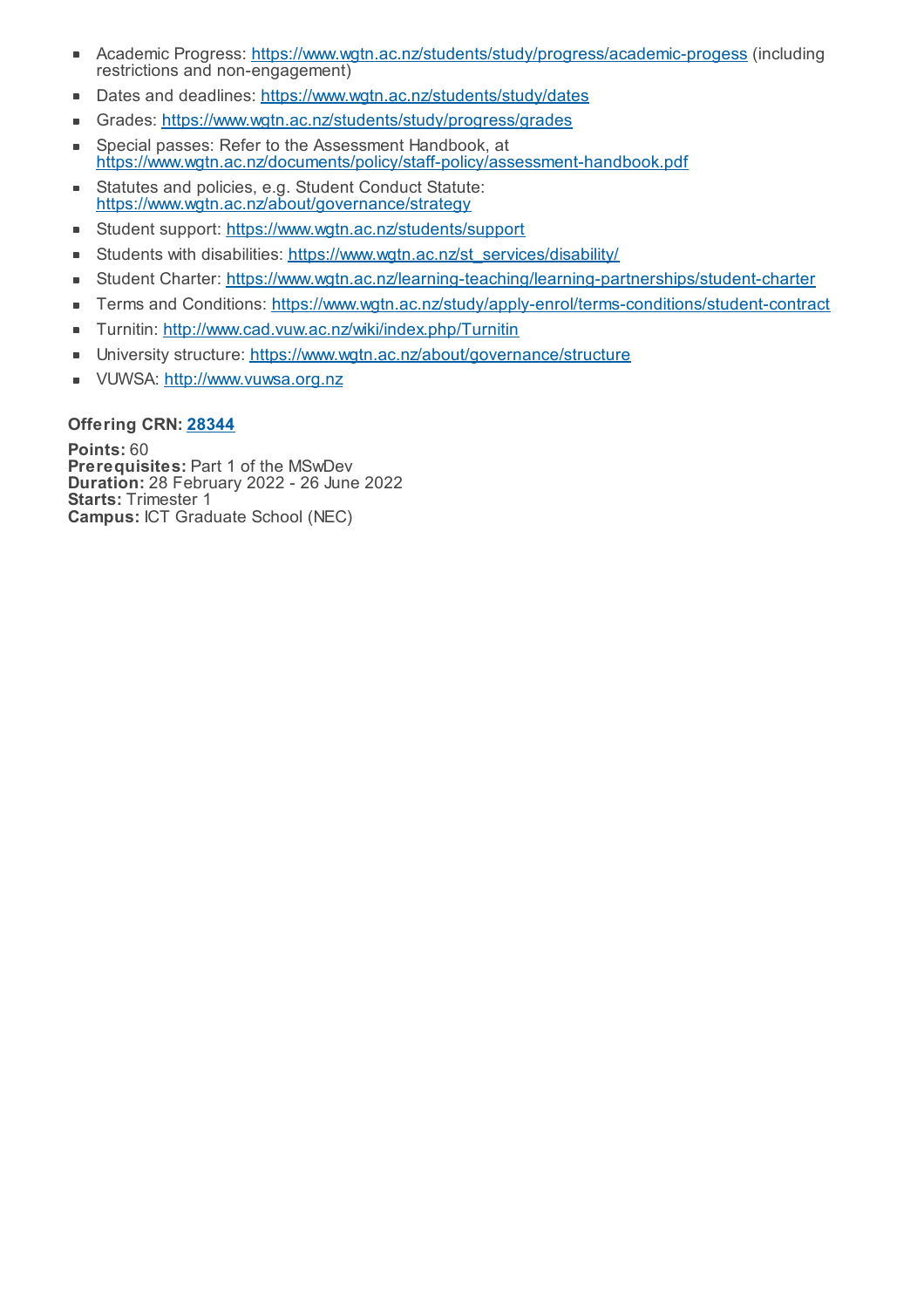- Academic Progress: https://www.wgtn.ac.nz/students/study/progress/academic-progess (including restrictions and non-engagement)
- Dates and deadlines: https://www.wgtn.ac.nz/students/study/dates
- Grades: https://www.wgtn.ac.nz/students/study/progress/grades
- Special passes: Refer to the Assessment Handbook, at https://www.wgtn.ac.nz/documents/policy/staff-policy/assessment-handbook.pdf
- Statutes and policies, e.g. Student Conduct Statute: https://www.wgtn.ac.nz/about/governance/strategy
- Student support: https://www.wgtn.ac.nz/students/support
- Students with disabilities: https://www.wgtn.ac.nz/st_services/disability/
- Student Charter: https://www.wgtn.ac.nz/learning-teaching/learning-partnerships/student-charter
- Terms and Conditions: https://www.wgtn.ac.nz/study/apply-enrol/terms-conditions/student-contract
- Turnitin: http://www.cad.vuw.ac.nz/wiki/index.php/Turnitin
- University structure: https://www.wgtn.ac.nz/about/governance/structure
- VUWSA: http://www.vuwsa.org.nz

**Offering CRN: 28344**

**Points:** 60
**Prerequisites:** Part 1 of the MSwDev
**Duration:** 28 February 2022 - 26 June 2022
**Starts:** Trimester 1
**Campus:** ICT Graduate School (NEC)